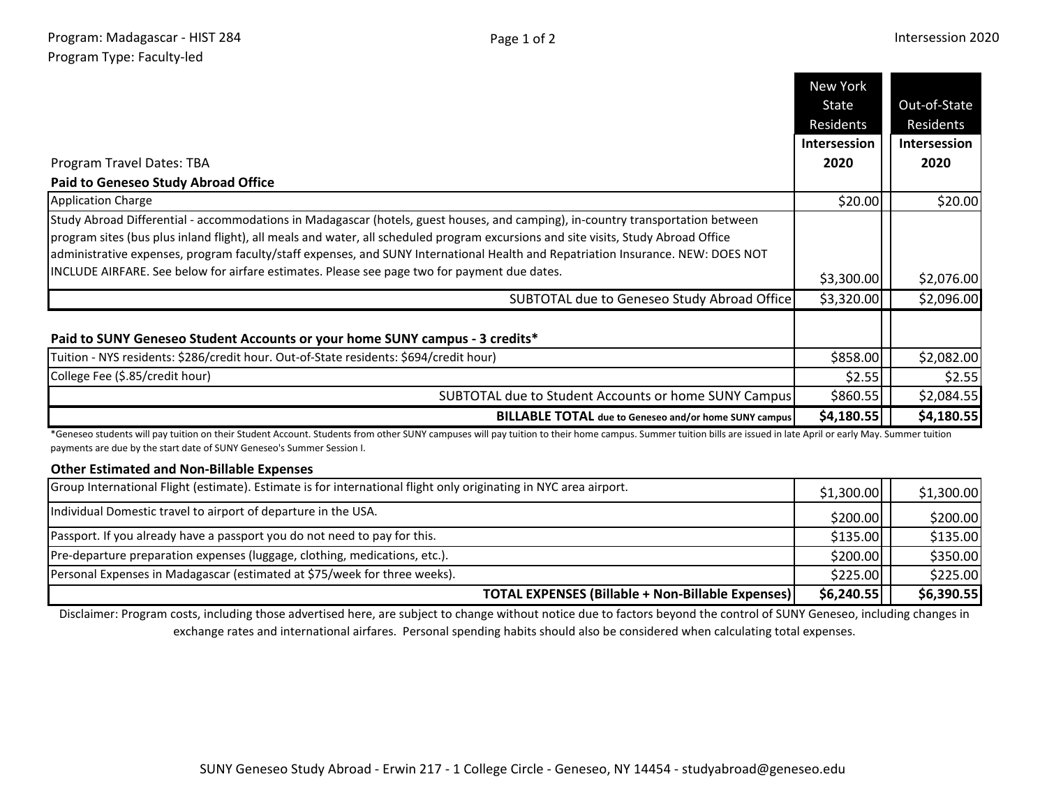Program: Madagascar - HIST 284
Program Type: Faculty-led

Intersession 2020

| Program Travel Dates: TBA | New York State Residents Intersession 2020 | Out-of-State Residents Intersession 2020 |
|---|---|---|
| **Paid to Geneseo Study Abroad Office** | | |
| Application Charge | $20.00 | $20.00 |
| Study Abroad Differential - accommodations in Madagascar (hotels, guest houses, and camping), in-country transportation between program sites (bus plus inland flight), all meals and water, all scheduled program excursions and site visits, Study Abroad Office administrative expenses, program faculty/staff expenses, and SUNY International Health and Repatriation Insurance. NEW: DOES NOT INCLUDE AIRFARE. See below for airfare estimates. Please see page two for payment due dates. | $3,300.00 | $2,076.00 |
| SUBTOTAL due to Geneseo Study Abroad Office | $3,320.00 | $2,096.00 |
| **Paid to SUNY Geneseo Student Accounts or your home SUNY campus - 3 credits*** | | |
| Tuition - NYS residents: $286/credit hour. Out-of-State residents: $694/credit hour) | $858.00 | $2,082.00 |
| College Fee ($.85/credit hour) | $2.55 | $2.55 |
| SUBTOTAL due to Student Accounts or home SUNY Campus | $860.55 | $2,084.55 |
| **BILLABLE TOTAL due to Geneseo and/or home SUNY campus** | **$4,180.55** | **$4,180.55** |

*Geneseo students will pay tuition on their Student Account. Students from other SUNY campuses will pay tuition to their home campus. Summer tuition bills are issued in late April or early May. Summer tuition payments are due by the start date of SUNY Geneseo's Summer Session I.

| **Other Estimated and Non-Billable Expenses** | | |
|---|---|---|
| Group International Flight (estimate). Estimate is for international flight only originating in NYC area airport. | $1,300.00 | $1,300.00 |
| Individual Domestic travel to airport of departure in the USA. | $200.00 | $200.00 |
| Passport. If you already have a passport you do not need to pay for this. | $135.00 | $135.00 |
| Pre-departure preparation expenses (luggage, clothing, medications, etc.). | $200.00 | $350.00 |
| Personal Expenses in Madagascar (estimated at $75/week for three weeks). | $225.00 | $225.00 |
| **TOTAL EXPENSES (Billable + Non-Billable Expenses)** | **$6,240.55** | **$6,390.55** |

Disclaimer: Program costs, including those advertised here, are subject to change without notice due to factors beyond the control of SUNY Geneseo, including changes in exchange rates and international airfares. Personal spending habits should also be considered when calculating total expenses.

SUNY Geneseo Study Abroad - Erwin 217 - 1 College Circle - Geneseo, NY 14454 - studyabroad@geneseo.edu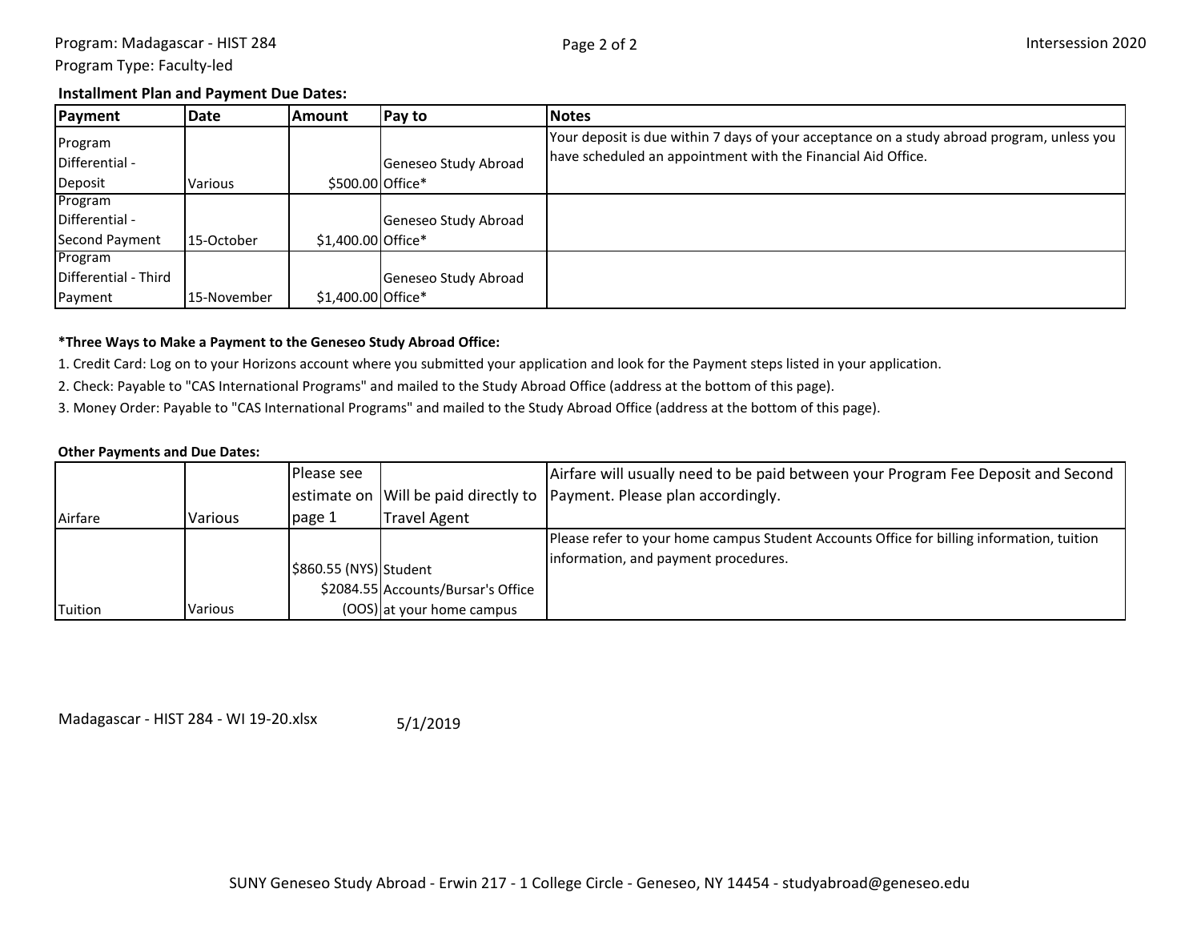Program: Madagascar - HIST 284

Program Type: Faculty-led

Intersession 2020

**Installment Plan and Payment Due Dates:**

| Payment | Date | Amount | Pay to | Notes |
|---|---|---|---|---|
| Program Differential - Deposit | Various | $500.00 | Geneseo Study Abroad Office* | Your deposit is due within 7 days of your acceptance on a study abroad program, unless you have scheduled an appointment with the Financial Aid Office. |
| Program Differential - Second Payment | 15-October | $1,400.00 | Geneseo Study Abroad Office* | |
| Program Differential - Third Payment | 15-November | $1,400.00 | Geneseo Study Abroad Office* | |

**\*Three Ways to Make a Payment to the Geneseo Study Abroad Office:**

1. Credit Card: Log on to your Horizons account where you submitted your application and look for the Payment steps listed in your application.
2. Check: Payable to "CAS International Programs" and mailed to the Study Abroad Office (address at the bottom of this page).
3. Money Order: Payable to "CAS International Programs" and mailed to the Study Abroad Office (address at the bottom of this page).

**Other Payments and Due Dates:**

| | | | | |
|---|---|---|---|---|
| Airfare | Various | Please see estimate on page 1 | Will be paid directly to Travel Agent | Airfare will usually need to be paid between your Program Fee Deposit and Second Payment. Please plan accordingly. |
| Tuition | Various | $860.55 (NYS) $2084.55 (OOS) | Student Accounts/Bursar's Office at your home campus | Please refer to your home campus Student Accounts Office for billing information, tuition information, and payment procedures. |

Madagascar - HIST 284 - WI 19-20.xlsx 5/1/2019

SUNY Geneseo Study Abroad - Erwin 217 - 1 College Circle - Geneseo, NY 14454 - studyabroad@geneseo.edu